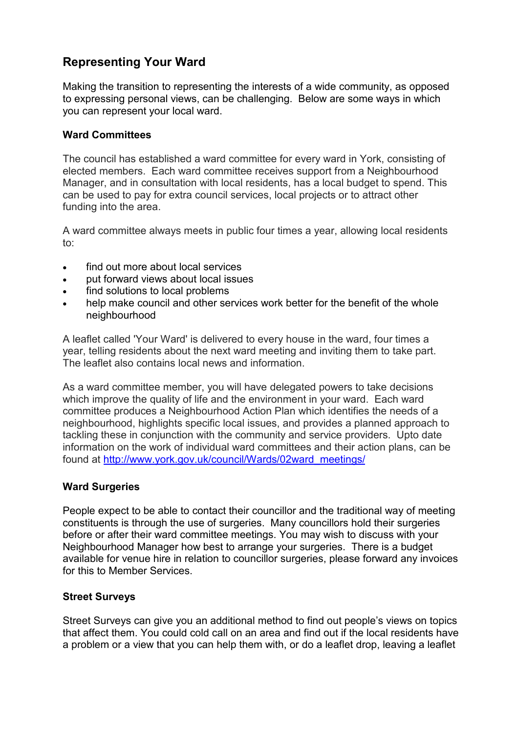## Representing Your Ward

Making the transition to representing the interests of a wide community, as opposed to expressing personal views, can be challenging. Below are some ways in which you can represent your local ward.

### Ward Committees

The council has established a ward committee for every ward in York, consisting of elected members. Each ward committee receives support from a Neighbourhood Manager, and in consultation with local residents, has a local budget to spend. This can be used to pay for extra council services, local projects or to attract other funding into the area.

A ward committee always meets in public four times a year, allowing local residents to:

- find out more about local services
- put forward views about local issues
- find solutions to local problems
- help make council and other services work better for the benefit of the whole neighbourhood

A leaflet called 'Your Ward' is delivered to every house in the ward, four times a year, telling residents about the next ward meeting and inviting them to take part. The leaflet also contains local news and information.

As a ward committee member, you will have delegated powers to take decisions which improve the quality of life and the environment in your ward. Each ward committee produces a Neighbourhood Action Plan which identifies the needs of a neighbourhood, highlights specific local issues, and provides a planned approach to tackling these in conjunction with the community and service providers. Upto date information on the work of individual ward committees and their action plans, can be found at [http://www.york.gov.uk/council/Wards/02ward_meetings/](http://www.york.gov.uk/council/Wards/02ward_meetings/)

### Ward Surgeries

People expect to be able to contact their councillor and the traditional way of meeting constituents is through the use of surgeries. Many councillors hold their surgeries before or after their ward committee meetings. You may wish to discuss with your Neighbourhood Manager how best to arrange your surgeries. There is a budget available for venue hire in relation to councillor surgeries, please forward any invoices for this to Member Services.

### Street Surveys

Street Surveys can give you an additional method to find out people's views on topics that affect them. You could cold call on an area and find out if the local residents have a problem or a view that you can help them with, or do a leaflet drop, leaving a leaflet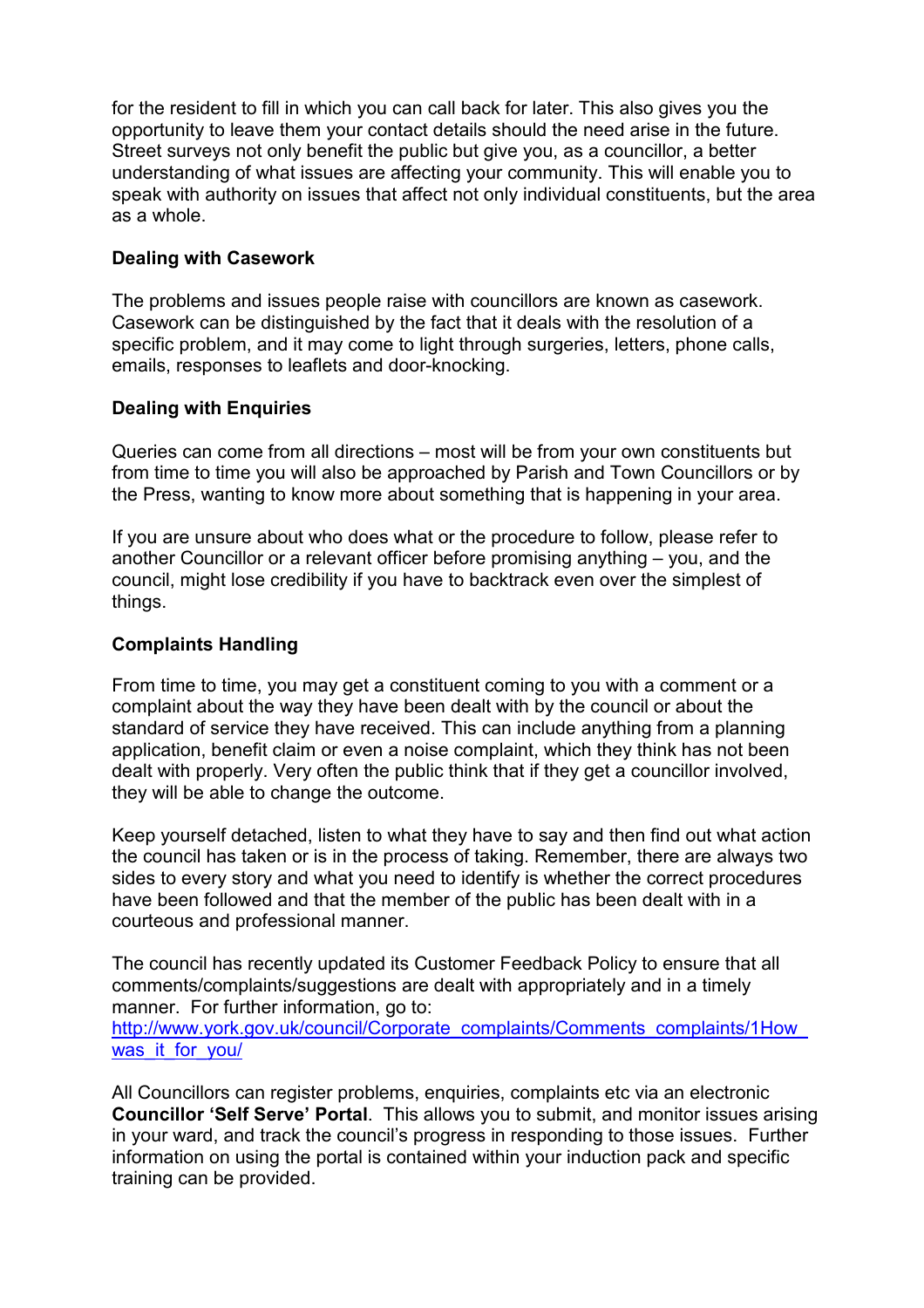for the resident to fill in which you can call back for later. This also gives you the opportunity to leave them your contact details should the need arise in the future. Street surveys not only benefit the public but give you, as a councillor, a better understanding of what issues are affecting your community. This will enable you to speak with authority on issues that affect not only individual constituents, but the area as a whole.

**Dealing with Casework**

The problems and issues people raise with councillors are known as casework. Casework can be distinguished by the fact that it deals with the resolution of a specific problem, and it may come to light through surgeries, letters, phone calls, emails, responses to leaflets and door-knocking.

**Dealing with Enquiries**

Queries can come from all directions – most will be from your own constituents but from time to time you will also be approached by Parish and Town Councillors or by the Press, wanting to know more about something that is happening in your area.

If you are unsure about who does what or the procedure to follow, please refer to another Councillor or a relevant officer before promising anything – you, and the council, might lose credibility if you have to backtrack even over the simplest of things.

**Complaints Handling**

From time to time, you may get a constituent coming to you with a comment or a complaint about the way they have been dealt with by the council or about the standard of service they have received. This can include anything from a planning application, benefit claim or even a noise complaint, which they think has not been dealt with properly. Very often the public think that if they get a councillor involved, they will be able to change the outcome.

Keep yourself detached, listen to what they have to say and then find out what action the council has taken or is in the process of taking. Remember, there are always two sides to every story and what you need to identify is whether the correct procedures have been followed and that the member of the public has been dealt with in a courteous and professional manner.

The council has recently updated its Customer Feedback Policy to ensure that all comments/complaints/suggestions are dealt with appropriately and in a timely manner. For further information, go to:
[http://www.york.gov.uk/council/Corporate_complaints/Comments_complaints/1How_was_it_for_you/](http://www.york.gov.uk/council/Corporate_complaints/Comments_complaints/1How_was_it_for_you/)

All Councillors can register problems, enquiries, complaints etc via an electronic **Councillor 'Self Serve' Portal**. This allows you to submit, and monitor issues arising in your ward, and track the council's progress in responding to those issues. Further information on using the portal is contained within your induction pack and specific training can be provided.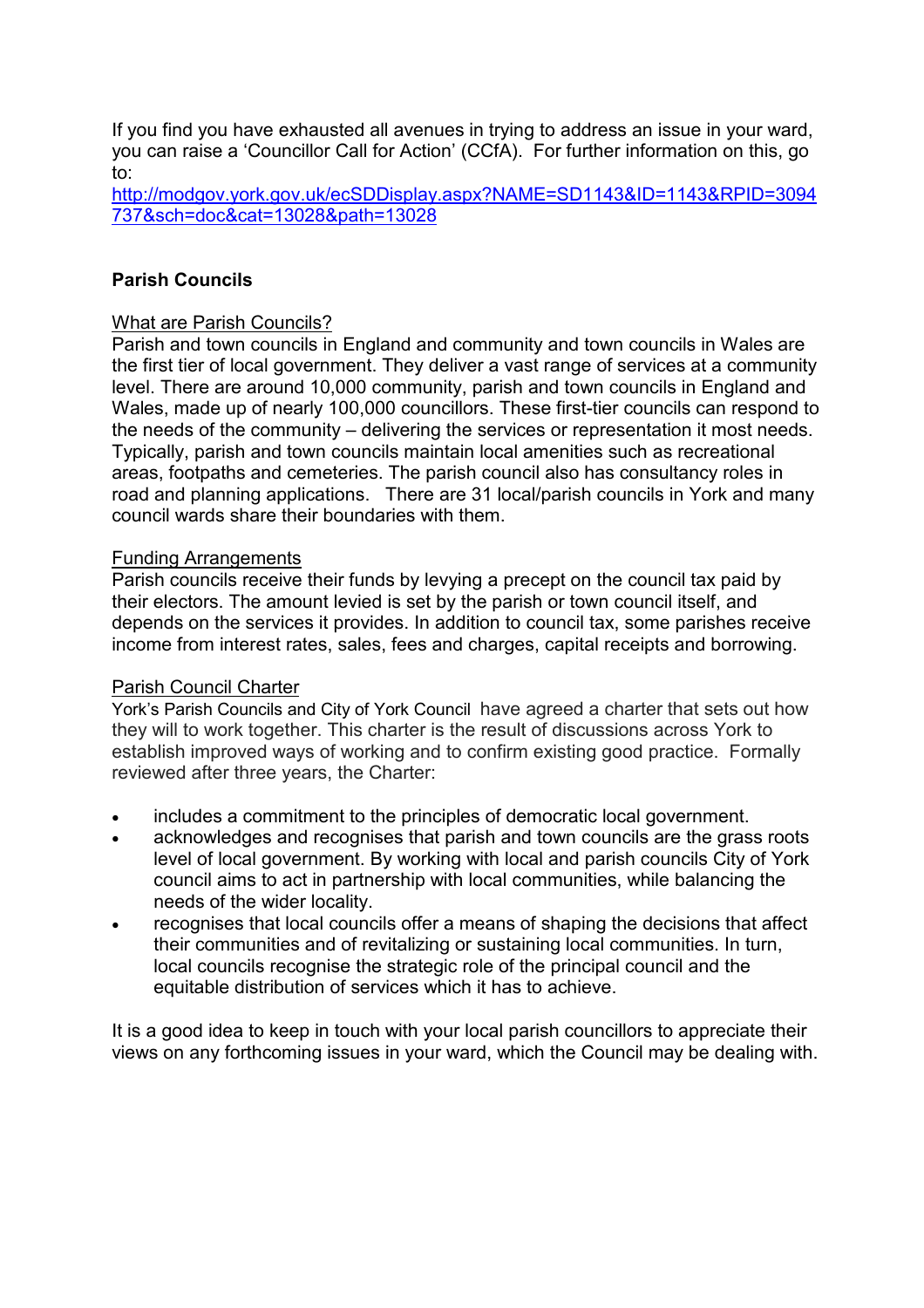If you find you have exhausted all avenues in trying to address an issue in your ward, you can raise a 'Councillor Call for Action' (CCfA). For further information on this, go to:
http://modgov.york.gov.uk/ecSDDisplay.aspx?NAME=SD1143&ID=1143&RPID=3094737&sch=doc&cat=13028&path=13028

**Parish Councils**

What are Parish Councils?
Parish and town councils in England and community and town councils in Wales are the first tier of local government. They deliver a vast range of services at a community level. There are around 10,000 community, parish and town councils in England and Wales, made up of nearly 100,000 councillors. These first-tier councils can respond to the needs of the community – delivering the services or representation it most needs. Typically, parish and town councils maintain local amenities such as recreational areas, footpaths and cemeteries. The parish council also has consultancy roles in road and planning applications. There are 31 local/parish councils in York and many council wards share their boundaries with them.

Funding Arrangements
Parish councils receive their funds by levying a precept on the council tax paid by their electors. The amount levied is set by the parish or town council itself, and depends on the services it provides. In addition to council tax, some parishes receive income from interest rates, sales, fees and charges, capital receipts and borrowing.

Parish Council Charter
York's Parish Councils and City of York Council have agreed a charter that sets out how they will to work together. This charter is the result of discussions across York to establish improved ways of working and to confirm existing good practice. Formally reviewed after three years, the Charter:

- includes a commitment to the principles of democratic local government.
- acknowledges and recognises that parish and town councils are the grass roots level of local government. By working with local and parish councils City of York council aims to act in partnership with local communities, while balancing the needs of the wider locality.
- recognises that local councils offer a means of shaping the decisions that affect their communities and of revitalizing or sustaining local communities. In turn, local councils recognise the strategic role of the principal council and the equitable distribution of services which it has to achieve.

It is a good idea to keep in touch with your local parish councillors to appreciate their views on any forthcoming issues in your ward, which the Council may be dealing with.